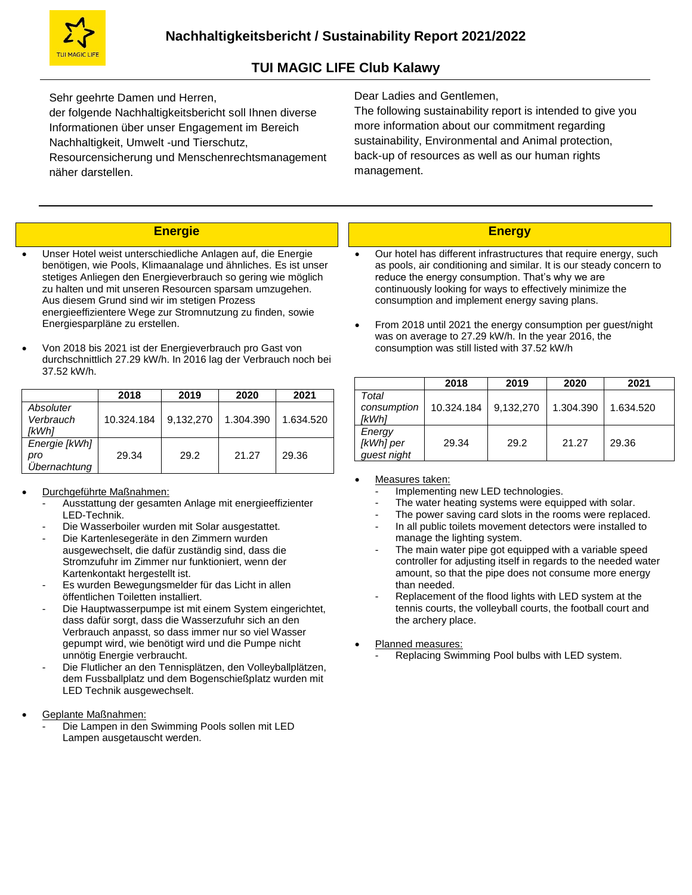# Nachhaltigkeitsbericht / Sustainability Report 2021/2022

## TUI MAGIC LIFE Club Kalawy

Sehr geehrte Damen und Herren,
der folgende Nachhaltigkeitsbericht soll Ihnen diverse Informationen über unser Engagement im Bereich Nachhaltigkeit, Umwelt -und Tierschutz, Resourcensicherung und Menschenrechtsmanagement näher darstellen.

Dear Ladies and Gentlemen,
The following sustainability report is intended to give you more information about our commitment regarding sustainability, Environmental and Animal protection, back-up of resources as well as our human rights management.

## Energie

- Unser Hotel weist unterschiedliche Anlagen auf, die Energie benötigen, wie Pools, Klimaanalage und ähnliches. Es ist unser stetiges Anliegen den Energieverbrauch so gering wie möglich zu halten und mit unseren Resourcen sparsam umzugehen. Aus diesem Grund sind wir im stetigen Prozess energieeffizientere Wege zur Stromnutzung zu finden, sowie Energiesparpläne zu erstellen.
- Von 2018 bis 2021 ist der Energieverbrauch pro Gast von durchschnittlich 27.29 kW/h. In 2016 lag der Verbrauch noch bei 37.52 kW/h.

| | 2018 | 2019 | 2020 | 2021 |
|---|---|---|---|---|
| *Absoluter Verbrauch [kWh]* | 10.324.184 | 9,132,270 | 1.304.390 | 1.634.520 |
| *Energie [kWh] pro Übernachtung* | 29.34 | 29.2 | 21.27 | 29.36 |

- Durchgeführte Maßnahmen:
  - Ausstattung der gesamten Anlage mit energieeffizienter LED-Technik.
  - Die Wasserboiler wurden mit Solar ausgestattet.
  - Die Kartenlesegeräte in den Zimmern wurden ausgewechselt, die dafür zuständig sind, dass die Stromzufuhr im Zimmer nur funktioniert, wenn der Kartenkontakt hergestellt ist.
  - Es wurden Bewegungsmelder für das Licht in allen öffentlichen Toiletten installiert.
  - Die Hauptwasserpumpe ist mit einem System eingerichtet, dass dafür sorgt, dass die Wasserzufuhr sich an den Verbrauch anpasst, so dass immer nur so viel Wasser gepumpt wird, wie benötigt wird und die Pumpe nicht unnötig Energie verbraucht.
  - Die Flutlicher an den Tennisplätzen, den Volleyballplätzen, dem Fussballplatz und dem Bogenschießplatz wurden mit LED Technik ausgewechselt.
- Geplante Maßnahmen:
  - Die Lampen in den Swimming Pools sollen mit LED Lampen ausgetauscht werden.

## Energy

- Our hotel has different infrastructures that require energy, such as pools, air conditioning and similar. It is our steady concern to reduce the energy consumption. That's why we are continuously looking for ways to effectively minimize the consumption and implement energy saving plans.
- From 2018 until 2021 the energy consumption per guest/night was on average to 27.29 kW/h. In the year 2016, the consumption was still listed with 37.52 kW/h

| | 2018 | 2019 | 2020 | 2021 |
|---|---|---|---|---|
| *Total consumption [kWh]* | 10.324.184 | 9,132,270 | 1.304.390 | 1.634.520 |
| *Energy [kWh] per guest night* | 29.34 | 29.2 | 21.27 | 29.36 |

- Measures taken:
  - Implementing new LED technologies.
  - The water heating systems were equipped with solar.
  - The power saving card slots in the rooms were replaced.
  - In all public toilets movement detectors were installed to manage the lighting system.
  - The main water pipe got equipped with a variable speed controller for adjusting itself in regards to the needed water amount, so that the pipe does not consume more energy than needed.
  - Replacement of the flood lights with LED system at the tennis courts, the volleyball courts, the football court and the archery place.
- Planned measures:
  - Replacing Swimming Pool bulbs with LED system.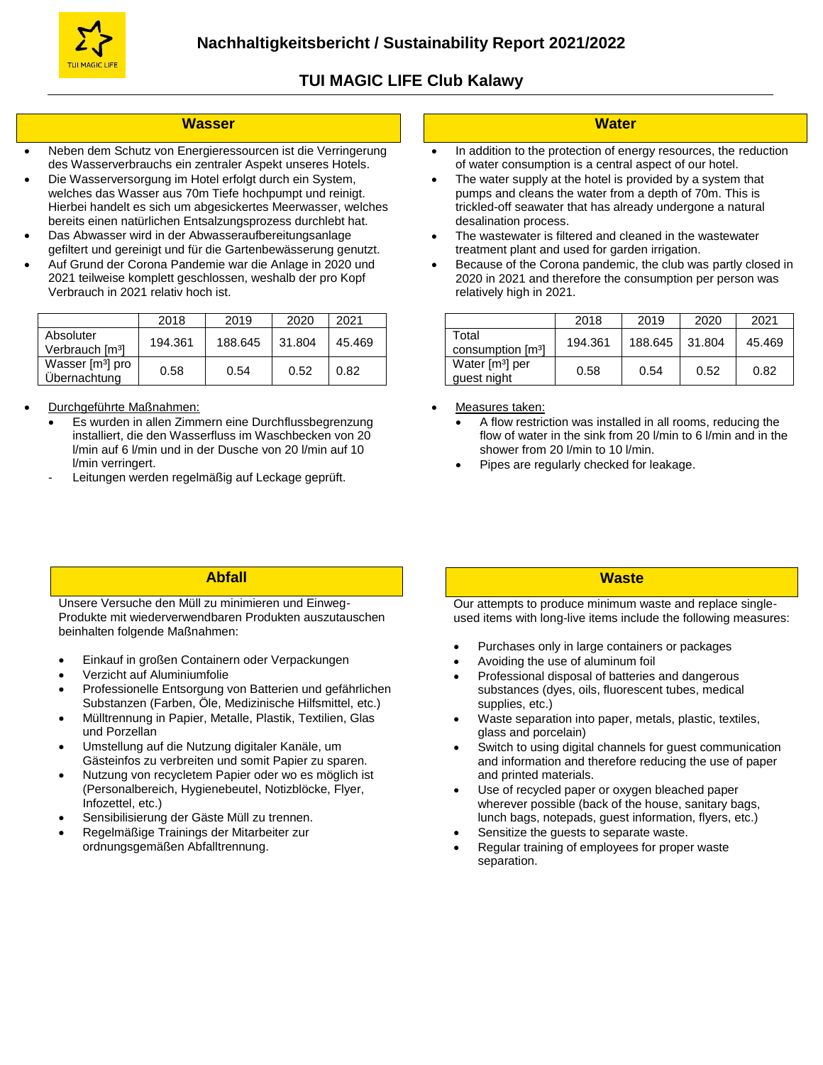# Nachhaltigkeitsbericht / Sustainability Report 2021/2022

## TUI MAGIC LIFE Club Kalawy

### Wasser

- Neben dem Schutz von Energieressourcen ist die Verringerung des Wasserverbrauchs ein zentraler Aspekt unseres Hotels.
- Die Wasserversorgung im Hotel erfolgt durch ein System, welches das Wasser aus 70m Tiefe hochpumpt und reinigt. Hierbei handelt es sich um abgesickertes Meerwasser, welches bereits einen natürlichen Entsalzungsprozess durchlebt hat.
- Das Abwasser wird in der Abwasseraufbereitungsanlage gefiltert und gereinigt und für die Gartenbewässerung genutzt.
- Auf Grund der Corona Pandemie war die Anlage in 2020 und 2021 teilweise komplett geschlossen, weshalb der pro Kopf Verbrauch in 2021 relativ hoch ist.

| | 2018 | 2019 | 2020 | 2021 |
|---|---|---|---|---|
| Absoluter Verbrauch [m³] | 194.361 | 188.645 | 31.804 | 45.469 |
| Wasser [m³] pro Übernachtung | 0.58 | 0.54 | 0.52 | 0.82 |

- Durchgeführte Maßnahmen:
  - Es wurden in allen Zimmern eine Durchflussbegrenzung installiert, die den Wasserfluss im Waschbecken von 20 l/min auf 6 l/min und in der Dusche von 20 l/min auf 10 l/min verringert.
  - Leitungen werden regelmäßig auf Leckage geprüft.

### Water

- In addition to the protection of energy resources, the reduction of water consumption is a central aspect of our hotel.
- The water supply at the hotel is provided by a system that pumps and cleans the water from a depth of 70m. This is trickled-off seawater that has already undergone a natural desalination process.
- The wastewater is filtered and cleaned in the wastewater treatment plant and used for garden irrigation.
- Because of the Corona pandemic, the club was partly closed in 2020 in 2021 and therefore the consumption per person was relatively high in 2021.

| | 2018 | 2019 | 2020 | 2021 |
|---|---|---|---|---|
| Total consumption [m³] | 194.361 | 188.645 | 31.804 | 45.469 |
| Water [m³] per guest night | 0.58 | 0.54 | 0.52 | 0.82 |

- Measures taken:
  - A flow restriction was installed in all rooms, reducing the flow of water in the sink from 20 l/min to 6 l/min and in the shower from 20 l/min to 10 l/min.
  - Pipes are regularly checked for leakage.

### Abfall

Unsere Versuche den Müll zu minimieren und Einweg-Produkte mit wiederverwendbaren Produkten auszutauschen beinhalten folgende Maßnahmen:

- Einkauf in großen Containern oder Verpackungen
- Verzicht auf Aluminiumfolie
- Professionelle Entsorgung von Batterien und gefährlichen Substanzen (Farben, Öle, Medizinische Hilfsmittel, etc.)
- Mülltrennung in Papier, Metalle, Plastik, Textilien, Glas und Porzellan
- Umstellung auf die Nutzung digitaler Kanäle, um Gästeinfos zu verbreiten und somit Papier zu sparen.
- Nutzung von recycletem Papier oder wo es möglich ist (Personalbereich, Hygienebeutel, Notizblöcke, Flyer, Infozettel, etc.)
- Sensibilisierung der Gäste Müll zu trennen.
- Regelmäßige Trainings der Mitarbeiter zur ordnungsgemäßen Abfalltrennung.

### Waste

Our attempts to produce minimum waste and replace single-used items with long-live items include the following measures:

- Purchases only in large containers or packages
- Avoiding the use of aluminum foil
- Professional disposal of batteries and dangerous substances (dyes, oils, fluorescent tubes, medical supplies, etc.)
- Waste separation into paper, metals, plastic, textiles, glass and porcelain)
- Switch to using digital channels for guest communication and information and therefore reducing the use of paper and printed materials.
- Use of recycled paper or oxygen bleached paper wherever possible (back of the house, sanitary bags, lunch bags, notepads, guest information, flyers, etc.)
- Sensitize the guests to separate waste.
- Regular training of employees for proper waste separation.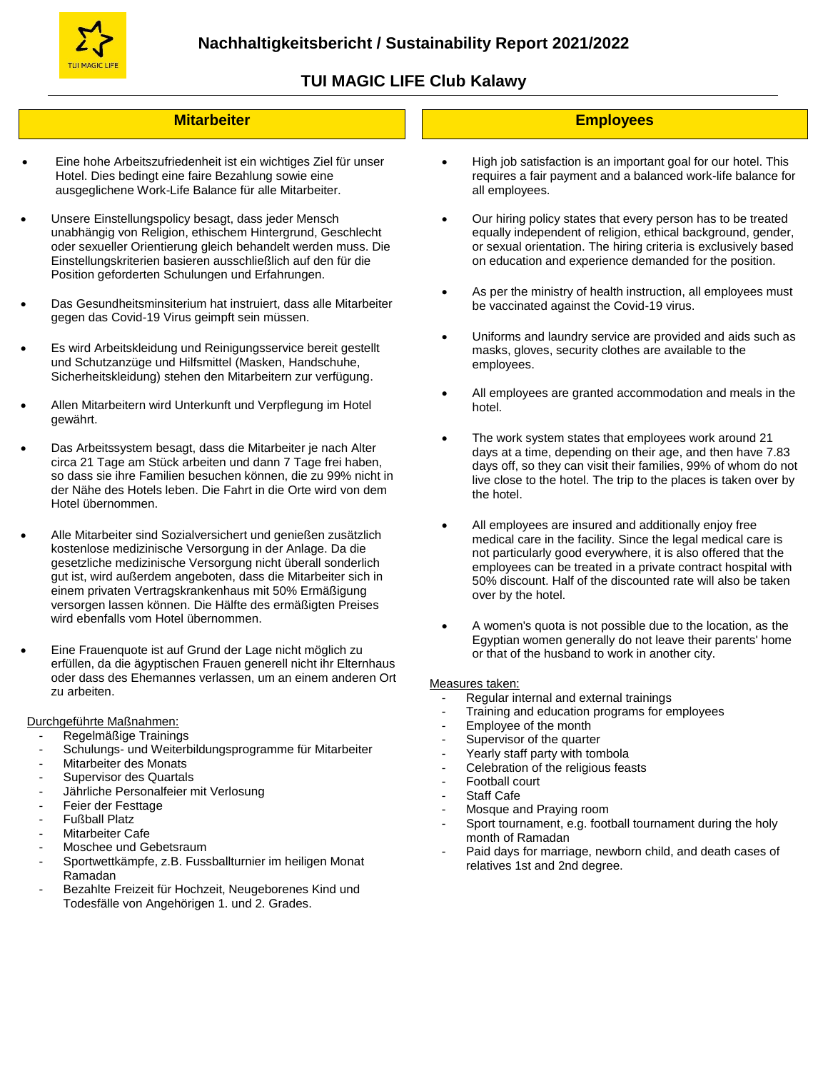# Nachhaltigkeitsbericht / Sustainability Report 2021/2022

## TUI MAGIC LIFE Club Kalawy

### Mitarbeiter

- Eine hohe Arbeitszufriedenheit ist ein wichtiges Ziel für unser Hotel. Dies bedingt eine faire Bezahlung sowie eine ausgeglichene Work-Life Balance für alle Mitarbeiter.
- Unsere Einstellungspolicy besagt, dass jeder Mensch unabhängig von Religion, ethischem Hintergrund, Geschlecht oder sexueller Orientierung gleich behandelt werden muss. Die Einstellungskriterien basieren ausschließlich auf den für die Position geforderten Schulungen und Erfahrungen.
- Das Gesundheitsminsiterium hat instruiert, dass alle Mitarbeiter gegen das Covid-19 Virus geimpft sein müssen.
- Es wird Arbeitskleidung und Reinigungsservice bereit gestellt und Schutzanzüge und Hilfsmittel (Masken, Handschuhe, Sicherheitskleidung) stehen den Mitarbeitern zur verfügung.
- Allen Mitarbeitern wird Unterkunft und Verpflegung im Hotel gewährt.
- Das Arbeitssystem besagt, dass die Mitarbeiter je nach Alter circa 21 Tage am Stück arbeiten und dann 7 Tage frei haben, so dass sie ihre Familien besuchen können, die zu 99% nicht in der Nähe des Hotels leben. Die Fahrt in die Orte wird von dem Hotel übernommen.
- Alle Mitarbeiter sind Sozialversichert und genießen zusätzlich kostenlose medizinische Versorgung in der Anlage. Da die gesetzliche medizinische Versorgung nicht überall sonderlich gut ist, wird außerdem angeboten, dass die Mitarbeiter sich in einem privaten Vertragskrankenhaus mit 50% Ermäßigung versorgen lassen können. Die Hälfte des ermäßigten Preises wird ebenfalls vom Hotel übernommen.
- Eine Frauenquote ist auf Grund der Lage nicht möglich zu erfüllen, da die ägyptischen Frauen generell nicht ihr Elternhaus oder dass des Ehemannes verlassen, um an einem anderen Ort zu arbeiten.

Durchgeführte Maßnahmen:

- Regelmäßige Trainings
- Schulungs- und Weiterbildungsprogramme für Mitarbeiter
- Mitarbeiter des Monats
- Supervisor des Quartals
- Jährliche Personalfeier mit Verlosung
- Feier der Festtage
- Fußball Platz
- Mitarbeiter Cafe
- Moschee und Gebetsraum
- Sportwettkämpfe, z.B. Fussballturnier im heiligen Monat Ramadan
- Bezahlte Freizeit für Hochzeit, Neugeborenes Kind und Todesfälle von Angehörigen 1. und 2. Grades.

### Employees

- High job satisfaction is an important goal for our hotel. This requires a fair payment and a balanced work-life balance for all employees.
- Our hiring policy states that every person has to be treated equally independent of religion, ethical background, gender, or sexual orientation. The hiring criteria is exclusively based on education and experience demanded for the position.
- As per the ministry of health instruction, all employees must be vaccinated against the Covid-19 virus.
- Uniforms and laundry service are provided and aids such as masks, gloves, security clothes are available to the employees.
- All employees are granted accommodation and meals in the hotel.
- The work system states that employees work around 21 days at a time, depending on their age, and then have 7.83 days off, so they can visit their families, 99% of whom do not live close to the hotel. The trip to the places is taken over by the hotel.
- All employees are insured and additionally enjoy free medical care in the facility. Since the legal medical care is not particularly good everywhere, it is also offered that the employees can be treated in a private contract hospital with 50% discount. Half of the discounted rate will also be taken over by the hotel.
- A women's quota is not possible due to the location, as the Egyptian women generally do not leave their parents' home or that of the husband to work in another city.

Measures taken:

- Regular internal and external trainings
- Training and education programs for employees
- Employee of the month
- Supervisor of the quarter
- Yearly staff party with tombola
- Celebration of the religious feasts
- Football court
- Staff Cafe
- Mosque and Praying room
- Sport tournament, e.g. football tournament during the holy month of Ramadan
- Paid days for marriage, newborn child, and death cases of relatives 1st and 2nd degree.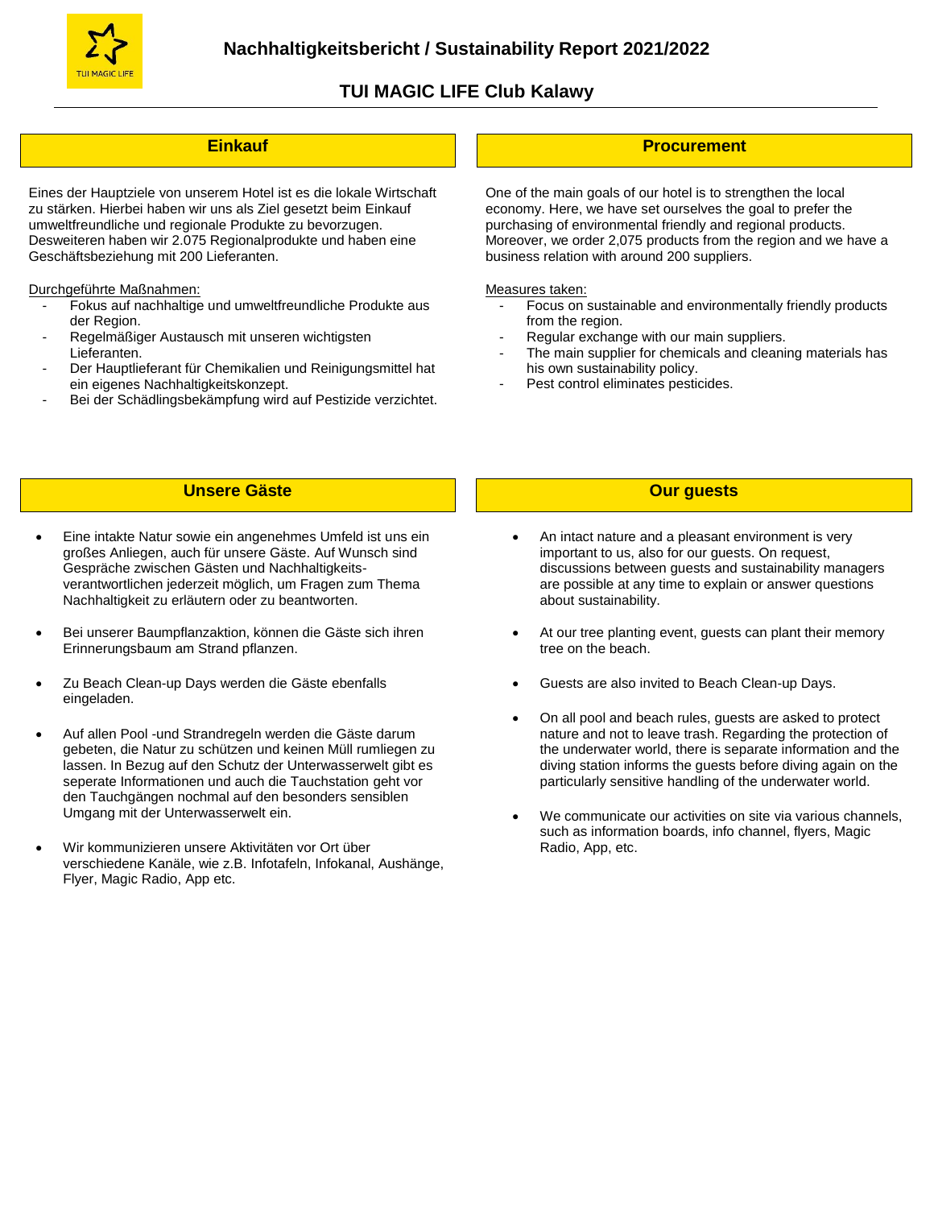# Nachhaltigkeitsbericht / Sustainability Report 2021/2022

## TUI MAGIC LIFE Club Kalawy

### Einkauf

Eines der Hauptziele von unserem Hotel ist es die lokale Wirtschaft zu stärken. Hierbei haben wir uns als Ziel gesetzt beim Einkauf umweltfreundliche und regionale Produkte zu bevorzugen. Desweiteren haben wir 2.075 Regionalprodukte und haben eine Geschäftsbeziehung mit 200 Lieferanten.

Durchgeführte Maßnahmen:

- Fokus auf nachhaltige und umweltfreundliche Produkte aus der Region.
- Regelmäßiger Austausch mit unseren wichtigsten Lieferanten.
- Der Hauptlieferant für Chemikalien und Reinigungsmittel hat ein eigenes Nachhaltigkeitskonzept.
- Bei der Schädlingsbekämpfung wird auf Pestizide verzichtet.

### Procurement

One of the main goals of our hotel is to strengthen the local economy. Here, we have set ourselves the goal to prefer the purchasing of environmental friendly and regional products. Moreover, we order 2,075 products from the region and we have a business relation with around 200 suppliers.

Measures taken:

- Focus on sustainable and environmentally friendly products from the region.
- Regular exchange with our main suppliers.
- The main supplier for chemicals and cleaning materials has his own sustainability policy.
- Pest control eliminates pesticides.

### Unsere Gäste

- Eine intakte Natur sowie ein angenehmes Umfeld ist uns ein großes Anliegen, auch für unsere Gäste. Auf Wunsch sind Gespräche zwischen Gästen und Nachhaltigkeits-verantwortlichen jederzeit möglich, um Fragen zum Thema Nachhaltigkeit zu erläutern oder zu beantworten.
- Bei unserer Baumpflanzaktion, können die Gäste sich ihren Erinnerungsbaum am Strand pflanzen.
- Zu Beach Clean-up Days werden die Gäste ebenfalls eingeladen.
- Auf allen Pool -und Strandregeln werden die Gäste darum gebeten, die Natur zu schützen und keinen Müll rumliegen zu lassen. In Bezug auf den Schutz der Unterwasserwelt gibt es seperate Informationen und auch die Tauchstation geht vor den Tauchgängen nochmal auf den besonders sensiblen Umgang mit der Unterwasserwelt ein.
- Wir kommunizieren unsere Aktivitäten vor Ort über verschiedene Kanäle, wie z.B. Infotafeln, Infokanal, Aushänge, Flyer, Magic Radio, App etc.

### Our guests

- An intact nature and a pleasant environment is very important to us, also for our guests. On request, discussions between guests and sustainability managers are possible at any time to explain or answer questions about sustainability.
- At our tree planting event, guests can plant their memory tree on the beach.
- Guests are also invited to Beach Clean-up Days.
- On all pool and beach rules, guests are asked to protect nature and not to leave trash. Regarding the protection of the underwater world, there is separate information and the diving station informs the guests before diving again on the particularly sensitive handling of the underwater world.
- We communicate our activities on site via various channels, such as information boards, info channel, flyers, Magic Radio, App, etc.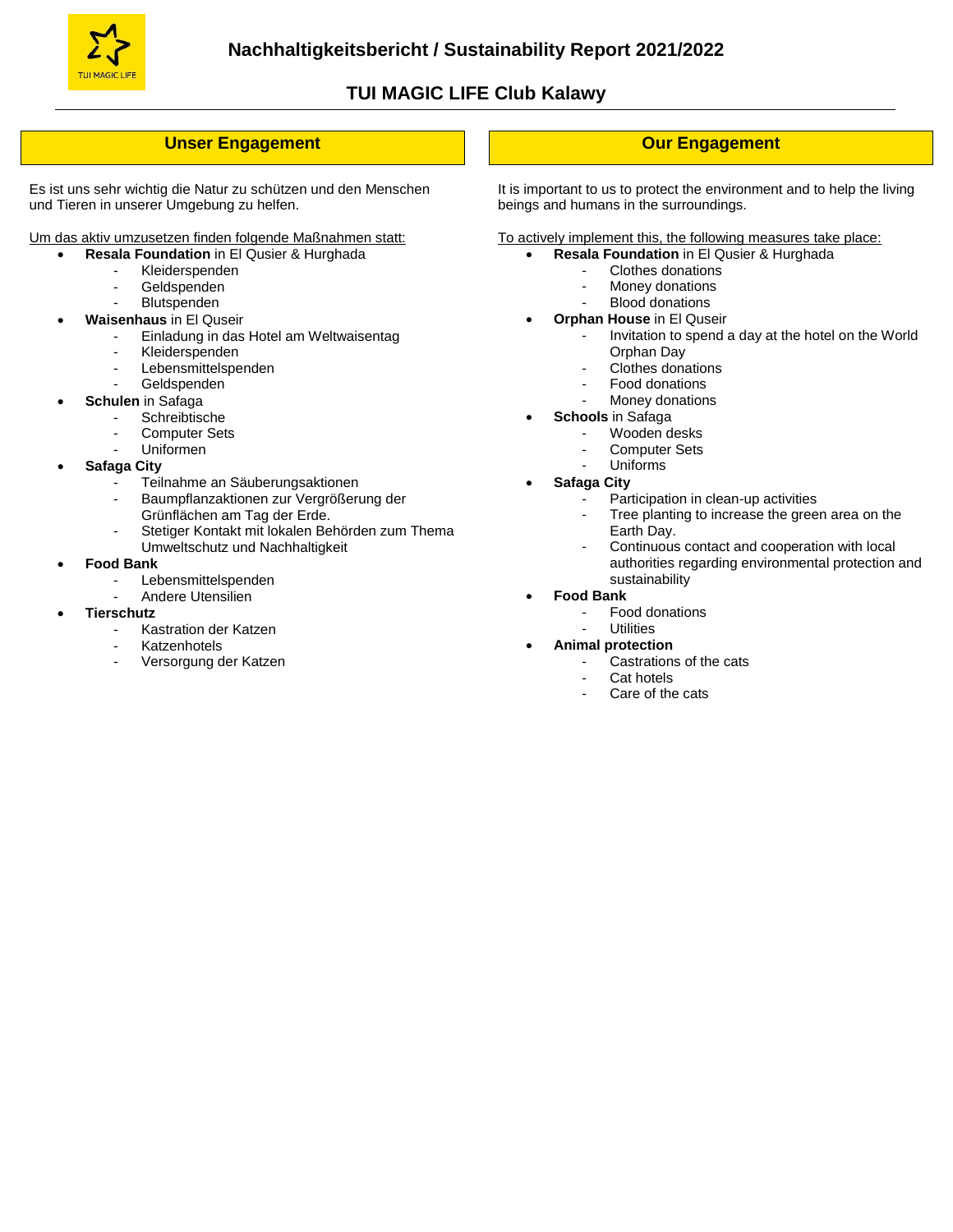# Nachhaltigkeitsbericht / Sustainability Report 2021/2022

## TUI MAGIC LIFE Club Kalawy

### Unser Engagement

Es ist uns sehr wichtig die Natur zu schützen und den Menschen und Tieren in unserer Umgebung zu helfen.

Um das aktiv umzusetzen finden folgende Maßnahmen statt:

- **Resala Foundation** in El Qusier & Hurghada
  - Kleiderspenden
  - Geldspenden
  - Blutspenden
- **Waisenhaus** in El Quseir
  - Einladung in das Hotel am Weltwaisentag
  - Kleiderspenden
  - Lebensmittelspenden
  - Geldspenden
- **Schulen** in Safaga
  - Schreibtische
  - Computer Sets
  - Uniformen
- **Safaga City**
  - Teilnahme an Säuberungsaktionen
  - Baumpflanzaktionen zur Vergrößerung der Grünflächen am Tag der Erde.
  - Stetiger Kontakt mit lokalen Behörden zum Thema Umweltschutz und Nachhaltigkeit
- **Food Bank**
  - Lebensmittelspenden
  - Andere Utensilien
- **Tierschutz**
  - Kastration der Katzen
  - Katzenhotels
  - Versorgung der Katzen

### Our Engagement

It is important to us to protect the environment and to help the living beings and humans in the surroundings.

To actively implement this, the following measures take place:

- **Resala Foundation** in El Qusier & Hurghada
  - Clothes donations
  - Money donations
  - Blood donations
- **Orphan House** in El Quseir
  - Invitation to spend a day at the hotel on the World Orphan Day
  - Clothes donations
  - Food donations
  - Money donations
- **Schools** in Safaga
  - Wooden desks
  - Computer Sets
  - Uniforms
- **Safaga City**
  - Participation in clean-up activities
  - Tree planting to increase the green area on the Earth Day.
  - Continuous contact and cooperation with local authorities regarding environmental protection and sustainability
- **Food Bank**
  - Food donations
  - Utilities
- **Animal protection**
  - Castrations of the cats
  - Cat hotels
  - Care of the cats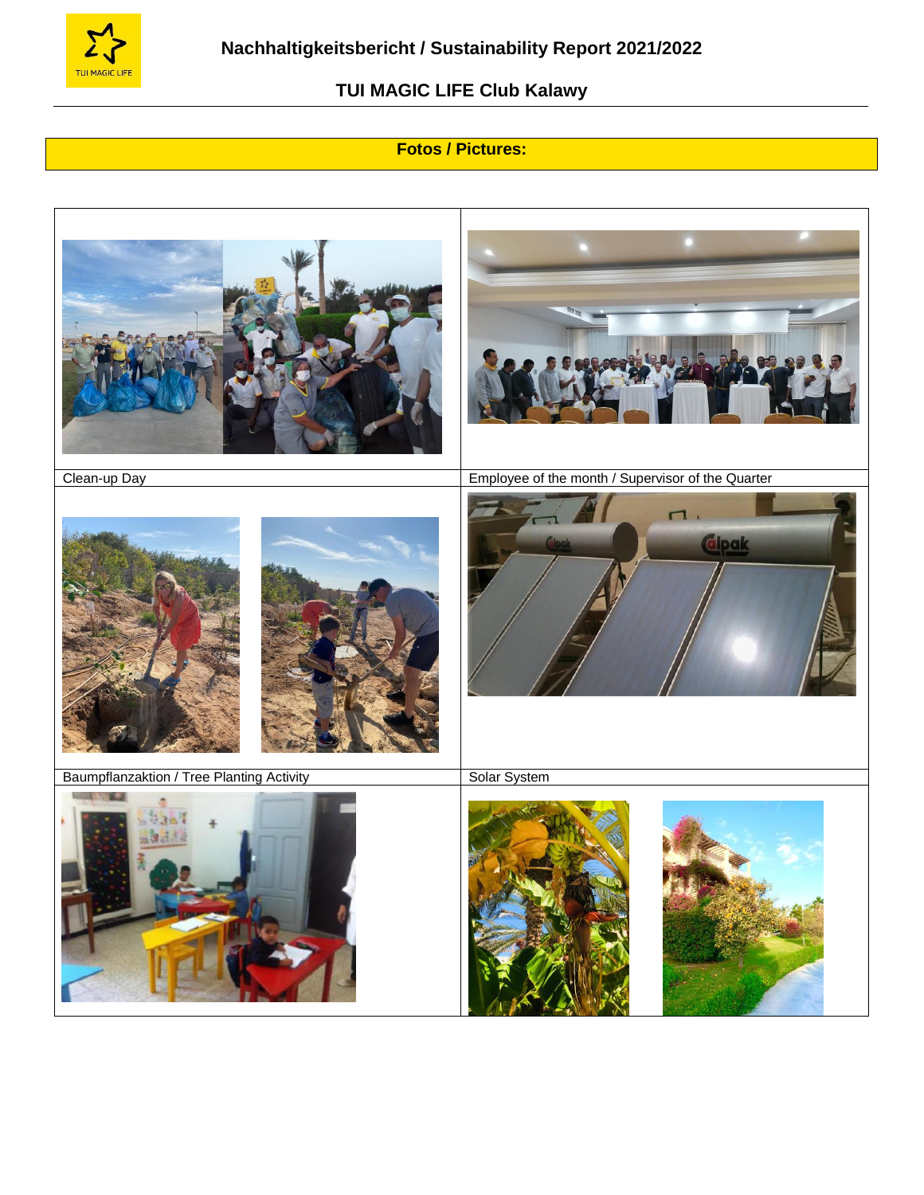## Fotos / Pictures:

| | |
|---|---|
| Clean-up Day | Employee of the month / Supervisor of the Quarter |
| Baumpflanzaktion / Tree Planting Activity | Solar System |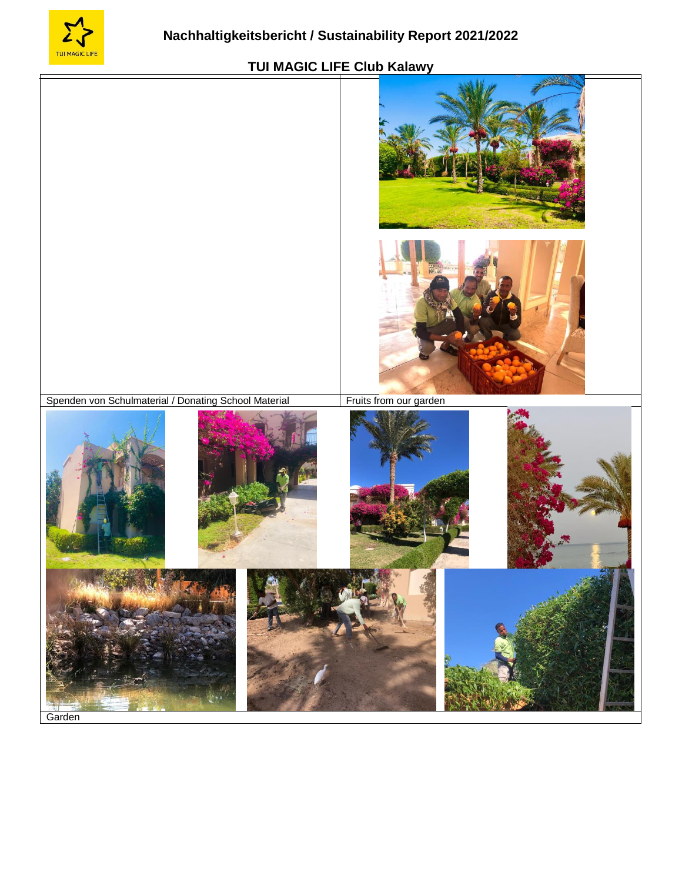# TUI MAGIC LIFE Club Kalawy

| Spenden von Schulmaterial / Donating School Material | Fruits from our garden |
| --- | --- |

Garden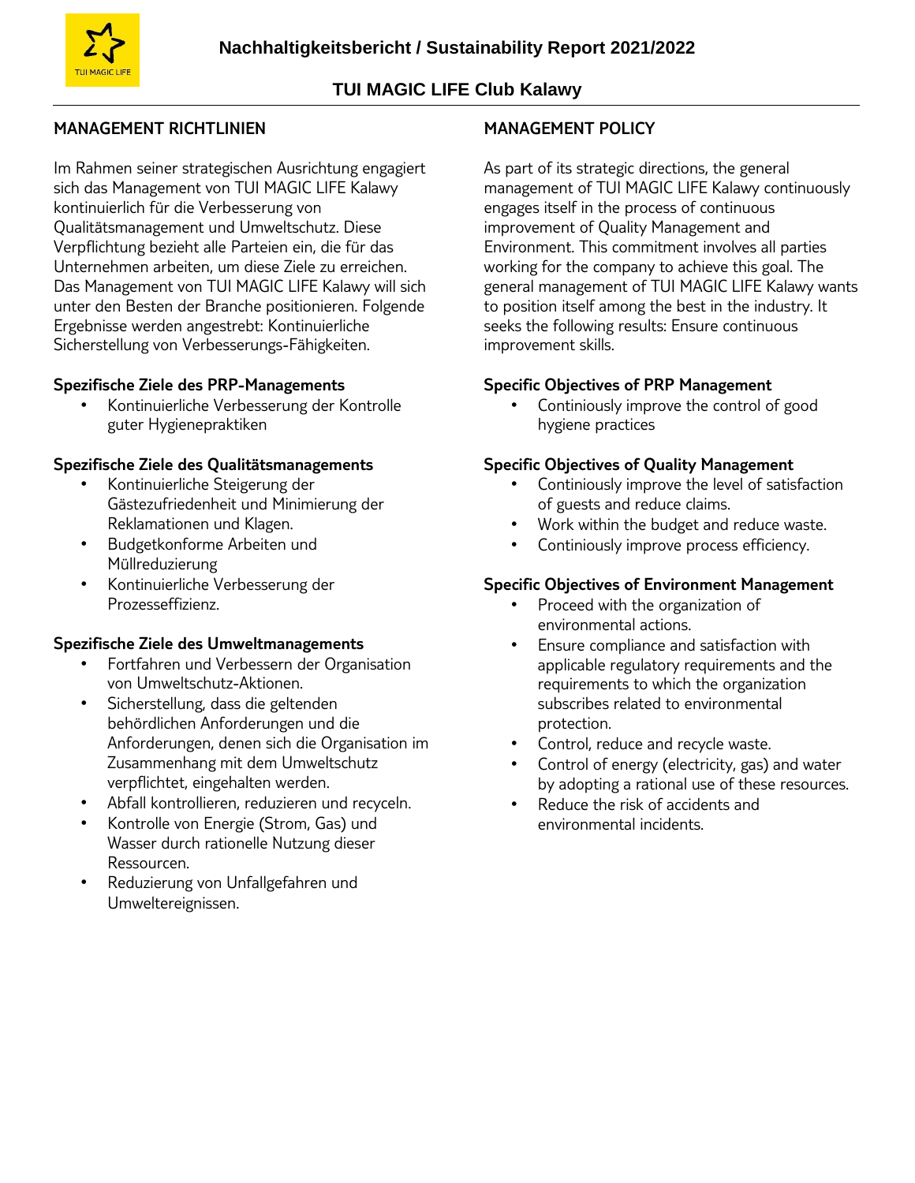## MANAGEMENT RICHTLINIEN

Im Rahmen seiner strategischen Ausrichtung engagiert sich das Management von TUI MAGIC LIFE Kalawy kontinuierlich für die Verbesserung von Qualitätsmanagement und Umweltschutz. Diese Verpflichtung bezieht alle Parteien ein, die für das Unternehmen arbeiten, um diese Ziele zu erreichen. Das Management von TUI MAGIC LIFE Kalawy will sich unter den Besten der Branche positionieren. Folgende Ergebnisse werden angestrebt: Kontinuierliche Sicherstellung von Verbesserungs-Fähigkeiten.

**Spezifische Ziele des PRP-Managements**

- Kontinuierliche Verbesserung der Kontrolle guter Hygienepraktiken

**Spezifische Ziele des Qualitätsmanagements**

- Kontinuierliche Steigerung der Gästezufriedenheit und Minimierung der Reklamationen und Klagen.
- Budgetkonforme Arbeiten und Müllreduzierung
- Kontinuierliche Verbesserung der Prozesseffizienz.

**Spezifische Ziele des Umweltmanagements**

- Fortfahren und Verbessern der Organisation von Umweltschutz-Aktionen.
- Sicherstellung, dass die geltenden behördlichen Anforderungen und die Anforderungen, denen sich die Organisation im Zusammenhang mit dem Umweltschutz verpflichtet, eingehalten werden.
- Abfall kontrollieren, reduzieren und recyceln.
- Kontrolle von Energie (Strom, Gas) und Wasser durch rationelle Nutzung dieser Ressourcen.
- Reduzierung von Unfallgefahren und Umweltereignissen.

## MANAGEMENT POLICY

As part of its strategic directions, the general management of TUI MAGIC LIFE Kalawy continuously engages itself in the process of continuous improvement of Quality Management and Environment. This commitment involves all parties working for the company to achieve this goal. The general management of TUI MAGIC LIFE Kalawy wants to position itself among the best in the industry. It seeks the following results: Ensure continuous improvement skills.

**Specific Objectives of PRP Management**

- Continiously improve the control of good hygiene practices

**Specific Objectives of Quality Management**

- Continiously improve the level of satisfaction of guests and reduce claims.
- Work within the budget and reduce waste.
- Continiously improve process efficiency.

**Specific Objectives of Environment Management**

- Proceed with the organization of environmental actions.
- Ensure compliance and satisfaction with applicable regulatory requirements and the requirements to which the organization subscribes related to environmental protection.
- Control, reduce and recycle waste.
- Control of energy (electricity, gas) and water by adopting a rational use of these resources.
- Reduce the risk of accidents and environmental incidents.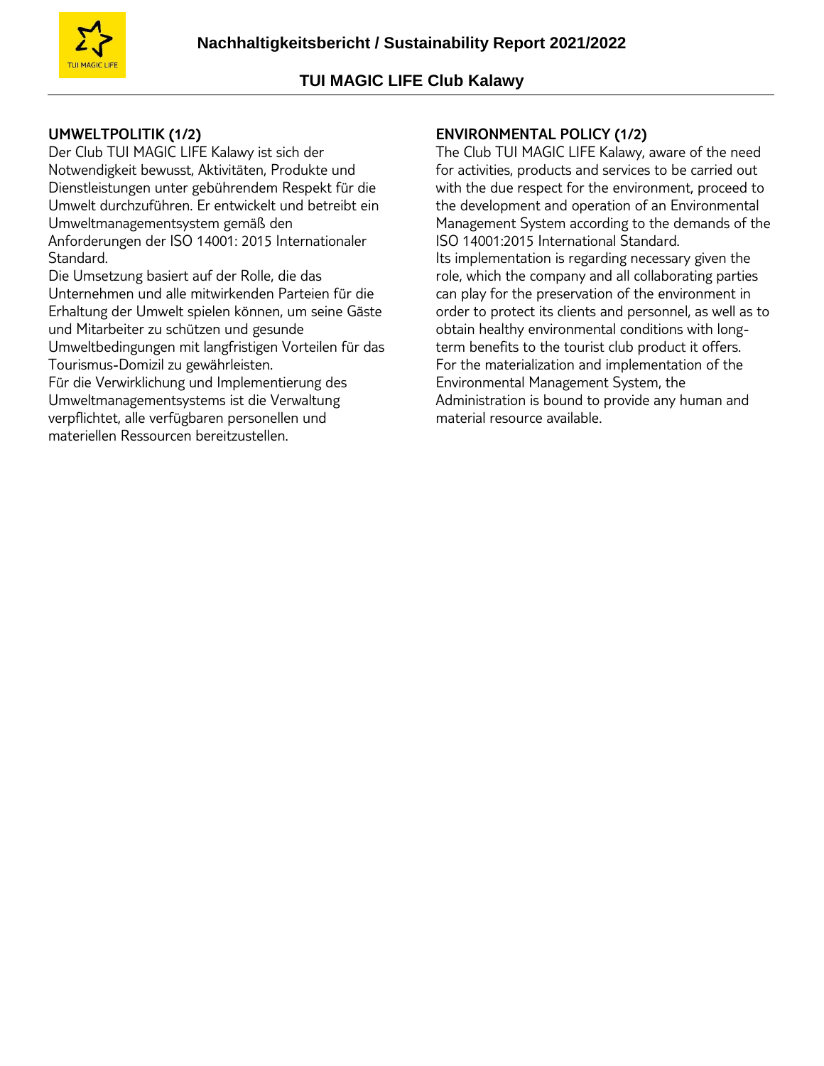## UMWELTPOLITIK (1/2)

Der Club TUI MAGIC LIFE Kalawy ist sich der Notwendigkeit bewusst, Aktivitäten, Produkte und Dienstleistungen unter gebührendem Respekt für die Umwelt durchzuführen. Er entwickelt und betreibt ein Umweltmanagementsystem gemäß den Anforderungen der ISO 14001: 2015 Internationaler Standard.

Die Umsetzung basiert auf der Rolle, die das Unternehmen und alle mitwirkenden Parteien für die Erhaltung der Umwelt spielen können, um seine Gäste und Mitarbeiter zu schützen und gesunde Umweltbedingungen mit langfristigen Vorteilen für das Tourismus-Domizil zu gewährleisten.

Für die Verwirklichung und Implementierung des Umweltmanagementsystems ist die Verwaltung verpflichtet, alle verfügbaren personellen und materiellen Ressourcen bereitzustellen.

## ENVIRONMENTAL POLICY (1/2)

The Club TUI MAGIC LIFE Kalawy, aware of the need for activities, products and services to be carried out with the due respect for the environment, proceed to the development and operation of an Environmental Management System according to the demands of the ISO 14001:2015 International Standard.

Its implementation is regarding necessary given the role, which the company and all collaborating parties can play for the preservation of the environment in order to protect its clients and personnel, as well as to obtain healthy environmental conditions with long-term benefits to the tourist club product it offers.

For the materialization and implementation of the Environmental Management System, the Administration is bound to provide any human and material resource available.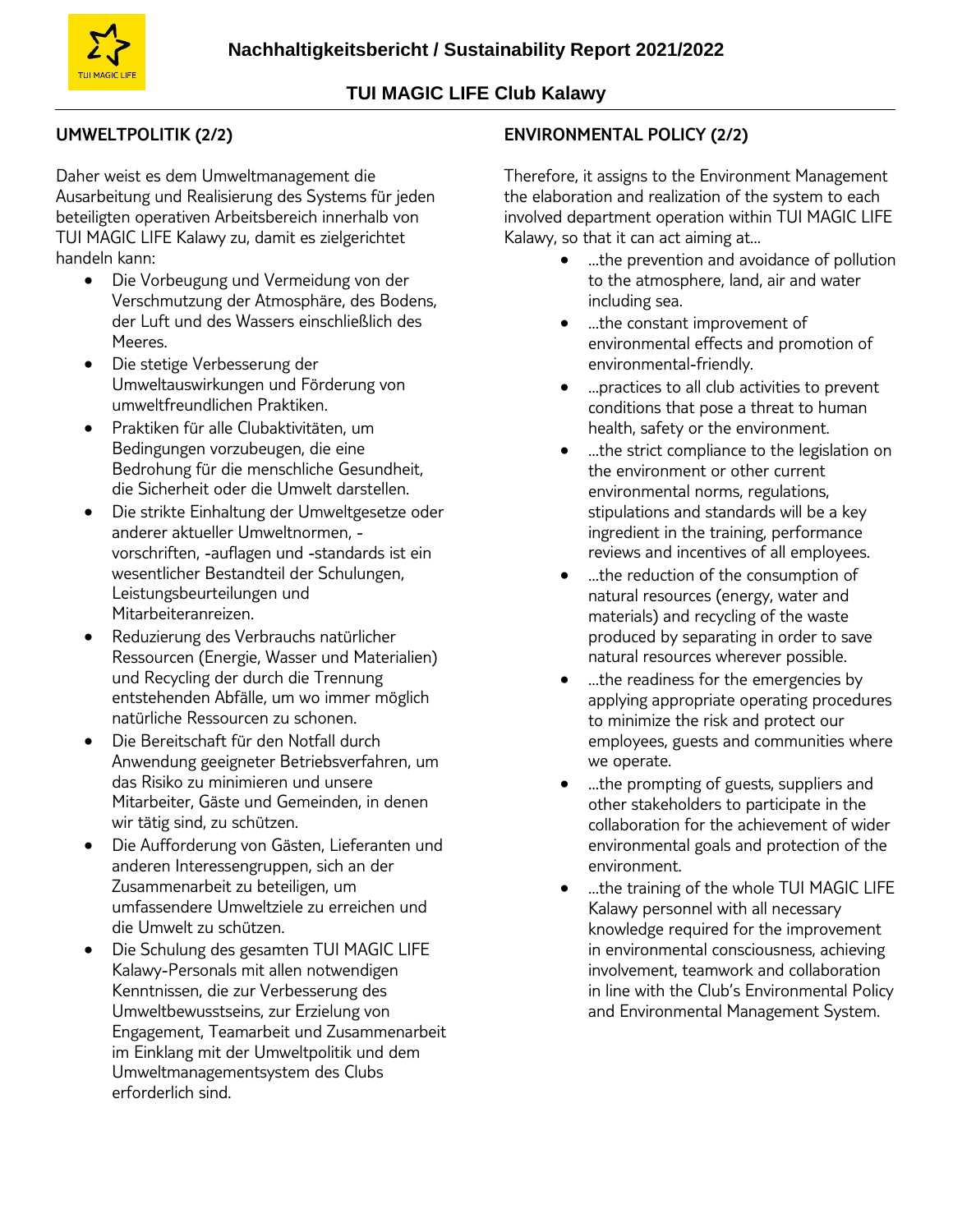## UMWELTPOLITIK (2/2)

Daher weist es dem Umweltmanagement die Ausarbeitung und Realisierung des Systems für jeden beteiligten operativen Arbeitsbereich innerhalb von TUI MAGIC LIFE Kalawy zu, damit es zielgerichtet handeln kann:

- Die Vorbeugung und Vermeidung von der Verschmutzung der Atmosphäre, des Bodens, der Luft und des Wassers einschließlich des Meeres.
- Die stetige Verbesserung der Umweltauswirkungen und Förderung von umweltfreundlichen Praktiken.
- Praktiken für alle Clubaktivitäten, um Bedingungen vorzubeugen, die eine Bedrohung für die menschliche Gesundheit, die Sicherheit oder die Umwelt darstellen.
- Die strikte Einhaltung der Umweltgesetze oder anderer aktueller Umweltnormen, -vorschriften, -auflagen und -standards ist ein wesentlicher Bestandteil der Schulungen, Leistungsbeurteilungen und Mitarbeiteranreizen.
- Reduzierung des Verbrauchs natürlicher Ressourcen (Energie, Wasser und Materialien) und Recycling der durch die Trennung entstehenden Abfälle, um wo immer möglich natürliche Ressourcen zu schonen.
- Die Bereitschaft für den Notfall durch Anwendung geeigneter Betriebsverfahren, um das Risiko zu minimieren und unsere Mitarbeiter, Gäste und Gemeinden, in denen wir tätig sind, zu schützen.
- Die Aufforderung von Gästen, Lieferanten und anderen Interessengruppen, sich an der Zusammenarbeit zu beteiligen, um umfassendere Umweltziele zu erreichen und die Umwelt zu schützen.
- Die Schulung des gesamten TUI MAGIC LIFE Kalawy-Personals mit allen notwendigen Kenntnissen, die zur Verbesserung des Umweltbewusstseins, zur Erzielung von Engagement, Teamarbeit und Zusammenarbeit im Einklang mit der Umweltpolitik und dem Umweltmanagementsystem des Clubs erforderlich sind.

## ENVIRONMENTAL POLICY (2/2)

Therefore, it assigns to the Environment Management the elaboration and realization of the system to each involved department operation within TUI MAGIC LIFE Kalawy, so that it can act aiming at...

- ...the prevention and avoidance of pollution to the atmosphere, land, air and water including sea.
- ...the constant improvement of environmental effects and promotion of environmental-friendly.
- ...practices to all club activities to prevent conditions that pose a threat to human health, safety or the environment.
- ...the strict compliance to the legislation on the environment or other current environmental norms, regulations, stipulations and standards will be a key ingredient in the training, performance reviews and incentives of all employees.
- ...the reduction of the consumption of natural resources (energy, water and materials) and recycling of the waste produced by separating in order to save natural resources wherever possible.
- ...the readiness for the emergencies by applying appropriate operating procedures to minimize the risk and protect our employees, guests and communities where we operate.
- ...the prompting of guests, suppliers and other stakeholders to participate in the collaboration for the achievement of wider environmental goals and protection of the environment.
- ...the training of the whole TUI MAGIC LIFE Kalawy personnel with all necessary knowledge required for the improvement in environmental consciousness, achieving involvement, teamwork and collaboration in line with the Club's Environmental Policy and Environmental Management System.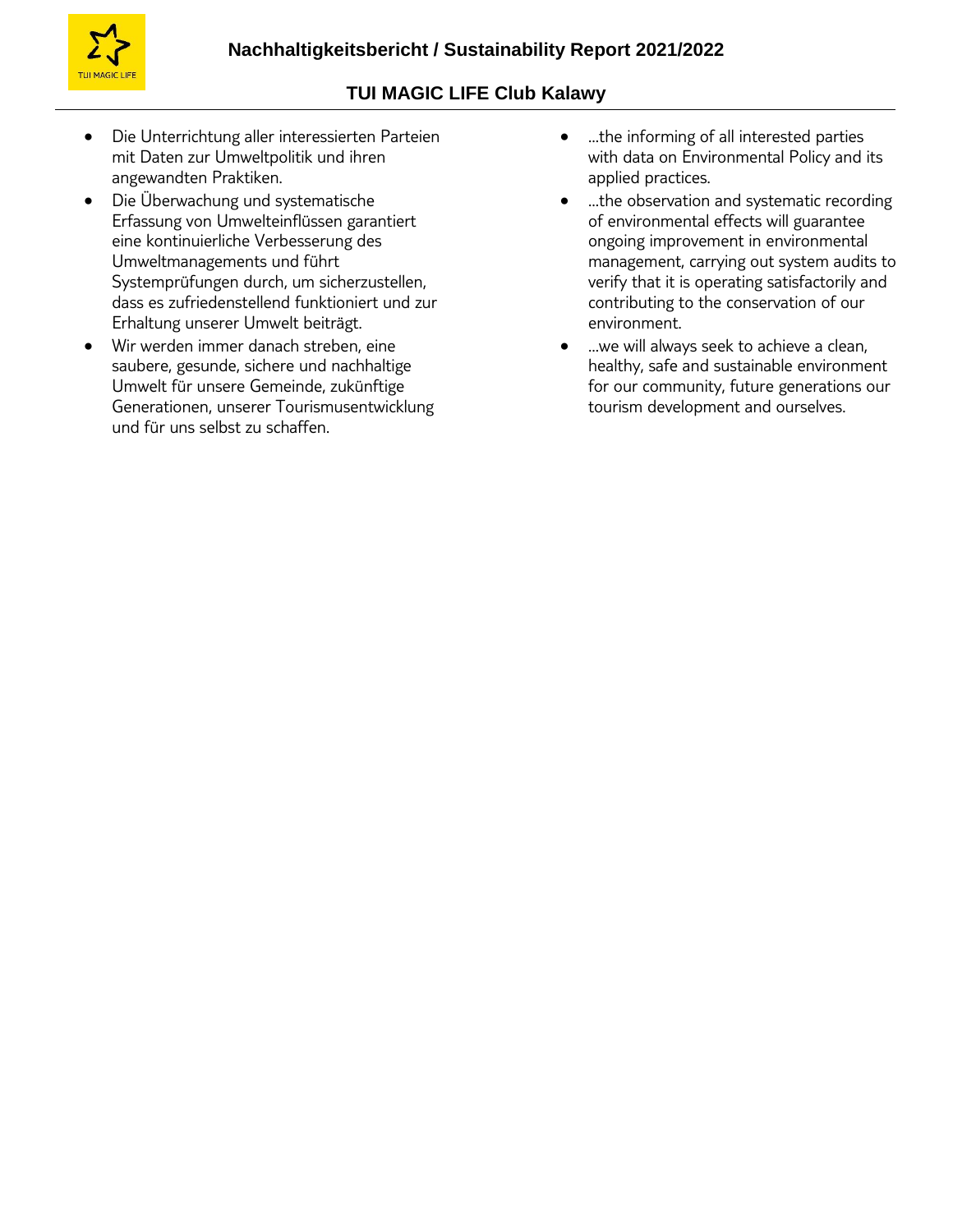- Die Unterrichtung aller interessierten Parteien mit Daten zur Umweltpolitik und ihren angewandten Praktiken.
- Die Überwachung und systematische Erfassung von Umwelteinflüssen garantiert eine kontinuierliche Verbesserung des Umweltmanagements und führt Systemprüfungen durch, um sicherzustellen, dass es zufriedenstellend funktioniert und zur Erhaltung unserer Umwelt beiträgt.
- Wir werden immer danach streben, eine saubere, gesunde, sichere und nachhaltige Umwelt für unsere Gemeinde, zukünftige Generationen, unserer Tourismusentwicklung und für uns selbst zu schaffen.

- ...the informing of all interested parties with data on Environmental Policy and its applied practices.
- ...the observation and systematic recording of environmental effects will guarantee ongoing improvement in environmental management, carrying out system audits to verify that it is operating satisfactorily and contributing to the conservation of our environment.
- ...we will always seek to achieve a clean, healthy, safe and sustainable environment for our community, future generations our tourism development and ourselves.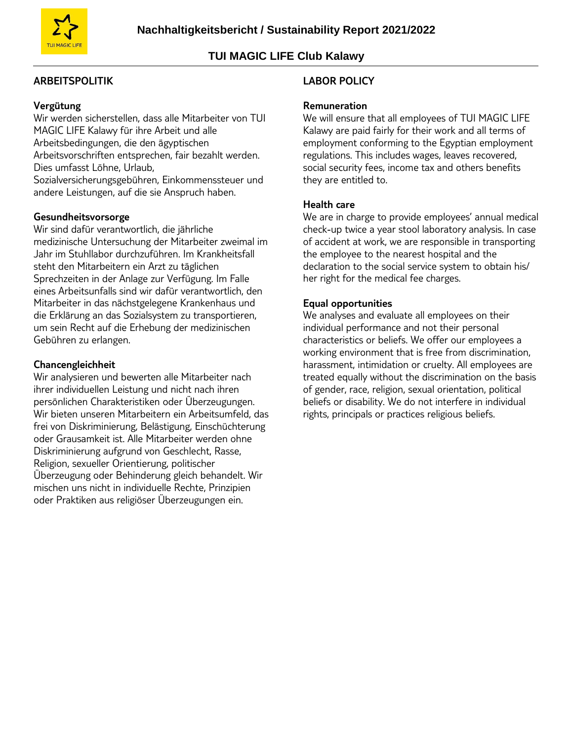## ARBEITSPOLITIK

### Vergütung

Wir werden sicherstellen, dass alle Mitarbeiter von TUI MAGIC LIFE Kalawy für ihre Arbeit und alle Arbeitsbedingungen, die den ägyptischen Arbeitsvorschriften entsprechen, fair bezahlt werden. Dies umfasst Löhne, Urlaub, Sozialversicherungsgebühren, Einkommenssteuer und andere Leistungen, auf die sie Anspruch haben.

### Gesundheitsvorsorge

Wir sind dafür verantwortlich, die jährliche medizinische Untersuchung der Mitarbeiter zweimal im Jahr im Stuhllabor durchzuführen. Im Krankheitsfall steht den Mitarbeitern ein Arzt zu täglichen Sprechzeiten in der Anlage zur Verfügung. Im Falle eines Arbeitsunfalls sind wir dafür verantwortlich, den Mitarbeiter in das nächstgelegene Krankenhaus und die Erklärung an das Sozialsystem zu transportieren, um sein Recht auf die Erhebung der medizinischen Gebühren zu erlangen.

### Chancengleichheit

Wir analysieren und bewerten alle Mitarbeiter nach ihrer individuellen Leistung und nicht nach ihren persönlichen Charakteristiken oder Überzeugungen. Wir bieten unseren Mitarbeitern ein Arbeitsumfeld, das frei von Diskriminierung, Belästigung, Einschüchterung oder Grausamkeit ist. Alle Mitarbeiter werden ohne Diskriminierung aufgrund von Geschlecht, Rasse, Religion, sexueller Orientierung, politischer Überzeugung oder Behinderung gleich behandelt. Wir mischen uns nicht in individuelle Rechte, Prinzipien oder Praktiken aus religiöser Überzeugungen ein.

## LABOR POLICY

### Remuneration

We will ensure that all employees of TUI MAGIC LIFE Kalawy are paid fairly for their work and all terms of employment conforming to the Egyptian employment regulations. This includes wages, leaves recovered, social security fees, income tax and others benefits they are entitled to.

### Health care

We are in charge to provide employees' annual medical check-up twice a year stool laboratory analysis. In case of accident at work, we are responsible in transporting the employee to the nearest hospital and the declaration to the social service system to obtain his/ her right for the medical fee charges.

### Equal opportunities

We analyses and evaluate all employees on their individual performance and not their personal characteristics or beliefs. We offer our employees a working environment that is free from discrimination, harassment, intimidation or cruelty. All employees are treated equally without the discrimination on the basis of gender, race, religion, sexual orientation, political beliefs or disability. We do not interfere in individual rights, principals or practices religious beliefs.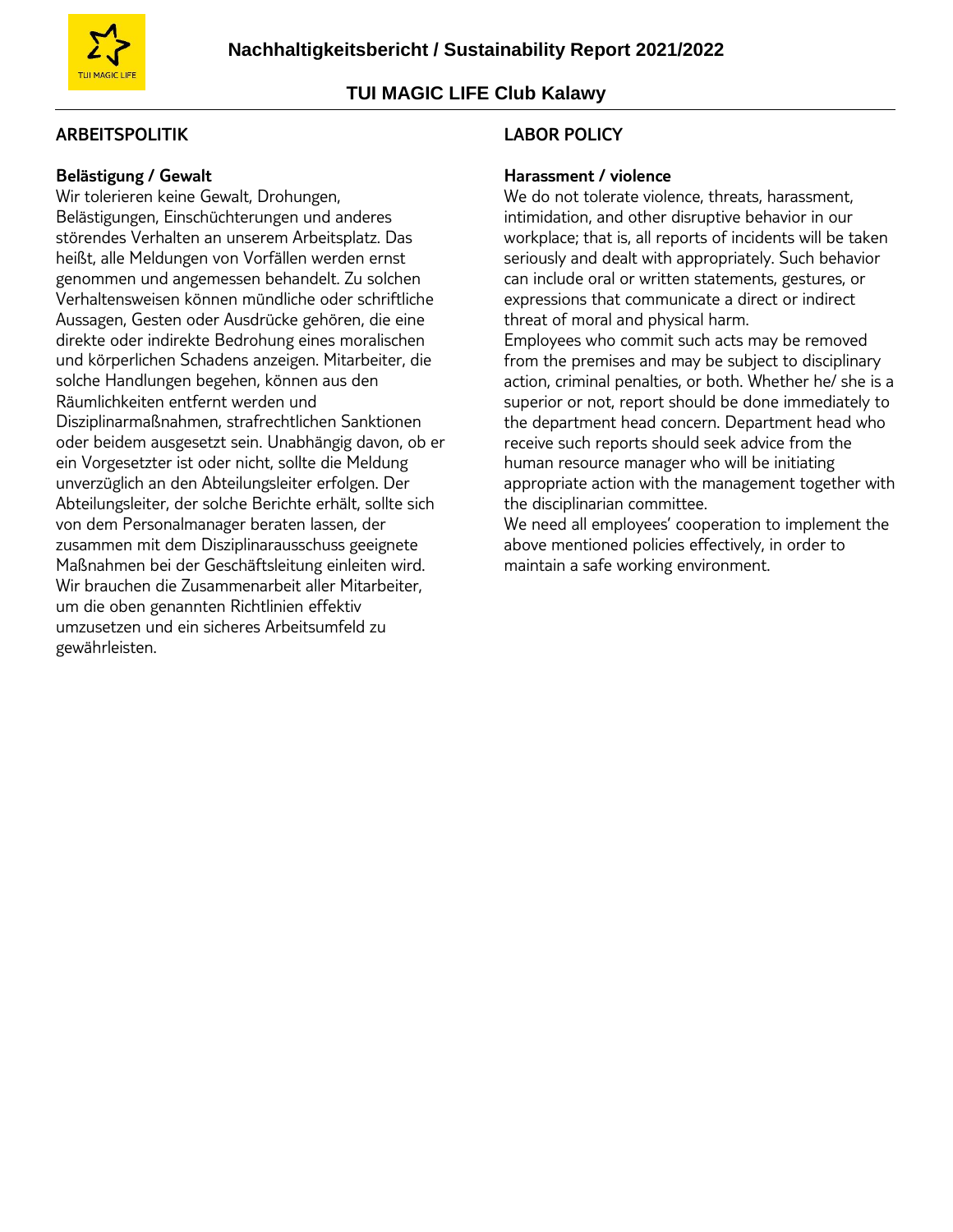## ARBEITSPOLITIK

### Belästigung / Gewalt

Wir tolerieren keine Gewalt, Drohungen, Belästigungen, Einschüchterungen und anderes störendes Verhalten an unserem Arbeitsplatz. Das heißt, alle Meldungen von Vorfällen werden ernst genommen und angemessen behandelt. Zu solchen Verhaltensweisen können mündliche oder schriftliche Aussagen, Gesten oder Ausdrücke gehören, die eine direkte oder indirekte Bedrohung eines moralischen und körperlichen Schadens anzeigen. Mitarbeiter, die solche Handlungen begehen, können aus den Räumlichkeiten entfernt werden und Disziplinarmaßnahmen, strafrechtlichen Sanktionen oder beidem ausgesetzt sein. Unabhängig davon, ob er ein Vorgesetzter ist oder nicht, sollte die Meldung unverzüglich an den Abteilungsleiter erfolgen. Der Abteilungsleiter, der solche Berichte erhält, sollte sich von dem Personalmanager beraten lassen, der zusammen mit dem Disziplinarausschuss geeignete Maßnahmen bei der Geschäftsleitung einleiten wird. Wir brauchen die Zusammenarbeit aller Mitarbeiter, um die oben genannten Richtlinien effektiv umzusetzen und ein sicheres Arbeitsumfeld zu gewährleisten.

## LABOR POLICY

### Harassment / violence

We do not tolerate violence, threats, harassment, intimidation, and other disruptive behavior in our workplace; that is, all reports of incidents will be taken seriously and dealt with appropriately. Such behavior can include oral or written statements, gestures, or expressions that communicate a direct or indirect threat of moral and physical harm.
Employees who commit such acts may be removed from the premises and may be subject to disciplinary action, criminal penalties, or both. Whether he/ she is a superior or not, report should be done immediately to the department head concern. Department head who receive such reports should seek advice from the human resource manager who will be initiating appropriate action with the management together with the disciplinarian committee.
We need all employees' cooperation to implement the above mentioned policies effectively, in order to maintain a safe working environment.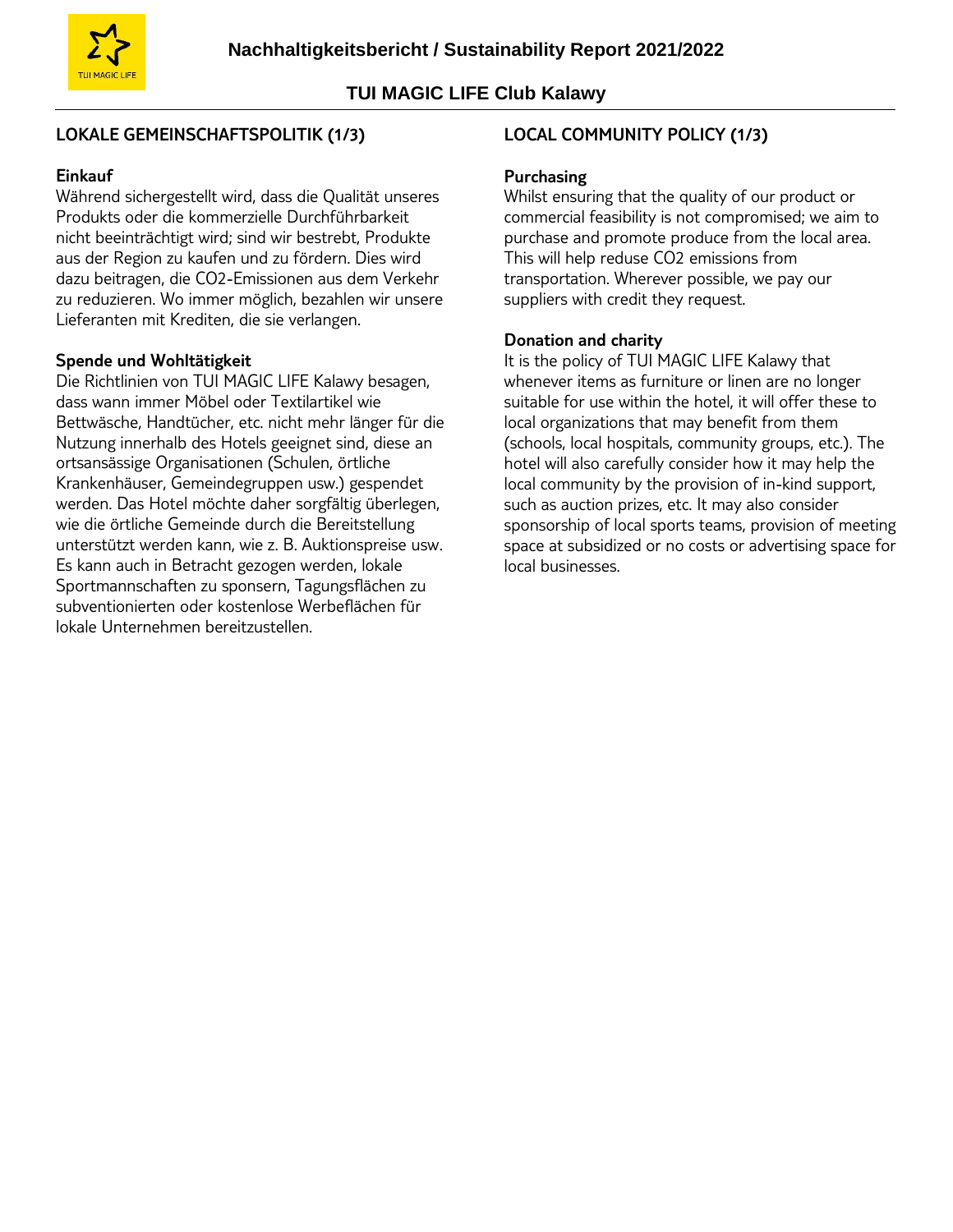## LOKALE GEMEINSCHAFTSPOLITIK (1/3)

### Einkauf

Während sichergestellt wird, dass die Qualität unseres Produkts oder die kommerzielle Durchführbarkeit nicht beeinträchtigt wird; sind wir bestrebt, Produkte aus der Region zu kaufen und zu fördern. Dies wird dazu beitragen, die CO2-Emissionen aus dem Verkehr zu reduzieren. Wo immer möglich, bezahlen wir unsere Lieferanten mit Krediten, die sie verlangen.

### Spende und Wohltätigkeit

Die Richtlinien von TUI MAGIC LIFE Kalawy besagen, dass wann immer Möbel oder Textilartikel wie Bettwäsche, Handtücher, etc. nicht mehr länger für die Nutzung innerhalb des Hotels geeignet sind, diese an ortsansässige Organisationen (Schulen, örtliche Krankenhäuser, Gemeindegruppen usw.) gespendet werden. Das Hotel möchte daher sorgfältig überlegen, wie die örtliche Gemeinde durch die Bereitstellung unterstützt werden kann, wie z. B. Auktionspreise usw. Es kann auch in Betracht gezogen werden, lokale Sportmannschaften zu sponsern, Tagungsflächen zu subventionierten oder kostenlose Werbeflächen für lokale Unternehmen bereitzustellen.

## LOCAL COMMUNITY POLICY (1/3)

### Purchasing

Whilst ensuring that the quality of our product or commercial feasibility is not compromised; we aim to purchase and promote produce from the local area. This will help reduse CO2 emissions from transportation. Wherever possible, we pay our suppliers with credit they request.

### Donation and charity

It is the policy of TUI MAGIC LIFE Kalawy that whenever items as furniture or linen are no longer suitable for use within the hotel, it will offer these to local organizations that may benefit from them (schools, local hospitals, community groups, etc.). The hotel will also carefully consider how it may help the local community by the provision of in-kind support, such as auction prizes, etc. It may also consider sponsorship of local sports teams, provision of meeting space at subsidized or no costs or advertising space for local businesses.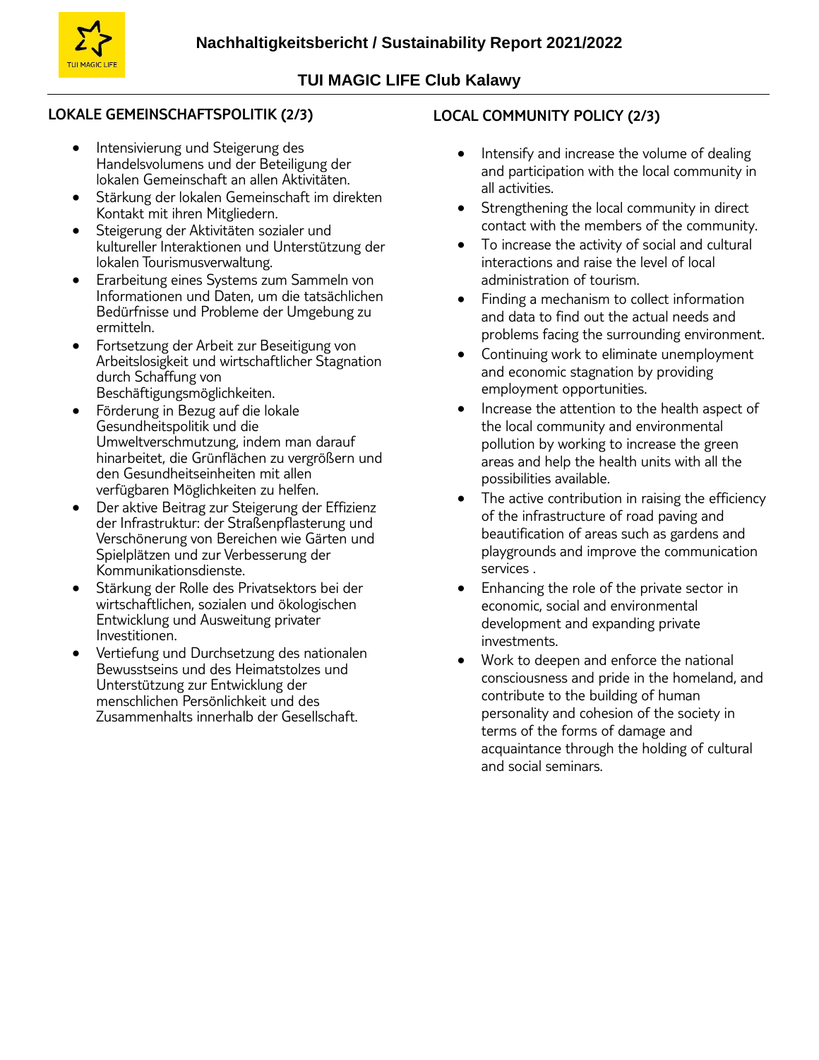## LOKALE GEMEINSCHAFTSPOLITIK (2/3)

- Intensivierung und Steigerung des Handelsvolumens und der Beteiligung der lokalen Gemeinschaft an allen Aktivitäten.
- Stärkung der lokalen Gemeinschaft im direkten Kontakt mit ihren Mitgliedern.
- Steigerung der Aktivitäten sozialer und kultureller Interaktionen und Unterstützung der lokalen Tourismusverwaltung.
- Erarbeitung eines Systems zum Sammeln von Informationen und Daten, um die tatsächlichen Bedürfnisse und Probleme der Umgebung zu ermitteln.
- Fortsetzung der Arbeit zur Beseitigung von Arbeitslosigkeit und wirtschaftlicher Stagnation durch Schaffung von Beschäftigungsmöglichkeiten.
- Förderung in Bezug auf die lokale Gesundheitspolitik und die Umweltverschmutzung, indem man darauf hinarbeitet, die Grünflächen zu vergrößern und den Gesundheitseinheiten mit allen verfügbaren Möglichkeiten zu helfen.
- Der aktive Beitrag zur Steigerung der Effizienz der Infrastruktur: der Straßenpflasterung und Verschönerung von Bereichen wie Gärten und Spielplätzen und zur Verbesserung der Kommunikationsdienste.
- Stärkung der Rolle des Privatsektors bei der wirtschaftlichen, sozialen und ökologischen Entwicklung und Ausweitung privater Investitionen.
- Vertiefung und Durchsetzung des nationalen Bewusstseins und des Heimatstolzes und Unterstützung zur Entwicklung der menschlichen Persönlichkeit und des Zusammenhalts innerhalb der Gesellschaft.

## LOCAL COMMUNITY POLICY (2/3)

- Intensify and increase the volume of dealing and participation with the local community in all activities.
- Strengthening the local community in direct contact with the members of the community.
- To increase the activity of social and cultural interactions and raise the level of local administration of tourism.
- Finding a mechanism to collect information and data to find out the actual needs and problems facing the surrounding environment.
- Continuing work to eliminate unemployment and economic stagnation by providing employment opportunities.
- Increase the attention to the health aspect of the local community and environmental pollution by working to increase the green areas and help the health units with all the possibilities available.
- The active contribution in raising the efficiency of the infrastructure of road paving and beautification of areas such as gardens and playgrounds and improve the communication services .
- Enhancing the role of the private sector in economic, social and environmental development and expanding private investments.
- Work to deepen and enforce the national consciousness and pride in the homeland, and contribute to the building of human personality and cohesion of the society in terms of the forms of damage and acquaintance through the holding of cultural and social seminars.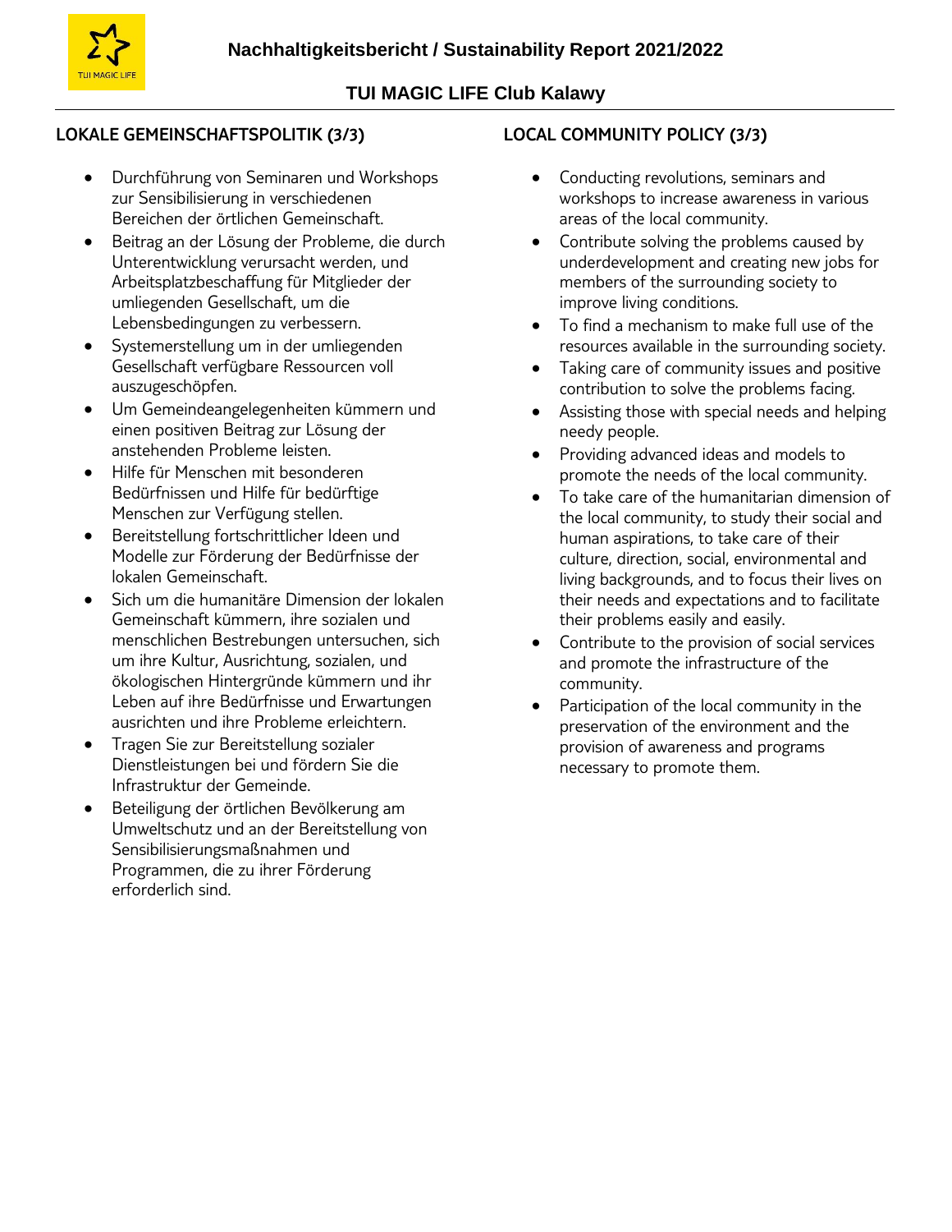## LOKALE GEMEINSCHAFTSPOLITIK (3/3)

- Durchführung von Seminaren und Workshops zur Sensibilisierung in verschiedenen Bereichen der örtlichen Gemeinschaft.
- Beitrag an der Lösung der Probleme, die durch Unterentwicklung verursacht werden, und Arbeitsplatzbeschaffung für Mitglieder der umliegenden Gesellschaft, um die Lebensbedingungen zu verbessern.
- Systemerstellung um in der umliegenden Gesellschaft verfügbare Ressourcen voll auszugeschöpfen.
- Um Gemeindeangelegenheiten kümmern und einen positiven Beitrag zur Lösung der anstehenden Probleme leisten.
- Hilfe für Menschen mit besonderen Bedürfnissen und Hilfe für bedürftige Menschen zur Verfügung stellen.
- Bereitstellung fortschrittlicher Ideen und Modelle zur Förderung der Bedürfnisse der lokalen Gemeinschaft.
- Sich um die humanitäre Dimension der lokalen Gemeinschaft kümmern, ihre sozialen und menschlichen Bestrebungen untersuchen, sich um ihre Kultur, Ausrichtung, sozialen, und ökologischen Hintergründe kümmern und ihr Leben auf ihre Bedürfnisse und Erwartungen ausrichten und ihre Probleme erleichtern.
- Tragen Sie zur Bereitstellung sozialer Dienstleistungen bei und fördern Sie die Infrastruktur der Gemeinde.
- Beteiligung der örtlichen Bevölkerung am Umweltschutz und an der Bereitstellung von Sensibilisierungsmaßnahmen und Programmen, die zu ihrer Förderung erforderlich sind.

## LOCAL COMMUNITY POLICY (3/3)

- Conducting revolutions, seminars and workshops to increase awareness in various areas of the local community.
- Contribute solving the problems caused by underdevelopment and creating new jobs for members of the surrounding society to improve living conditions.
- To find a mechanism to make full use of the resources available in the surrounding society.
- Taking care of community issues and positive contribution to solve the problems facing.
- Assisting those with special needs and helping needy people.
- Providing advanced ideas and models to promote the needs of the local community.
- To take care of the humanitarian dimension of the local community, to study their social and human aspirations, to take care of their culture, direction, social, environmental and living backgrounds, and to focus their lives on their needs and expectations and to facilitate their problems easily and easily.
- Contribute to the provision of social services and promote the infrastructure of the community.
- Participation of the local community in the preservation of the environment and the provision of awareness and programs necessary to promote them.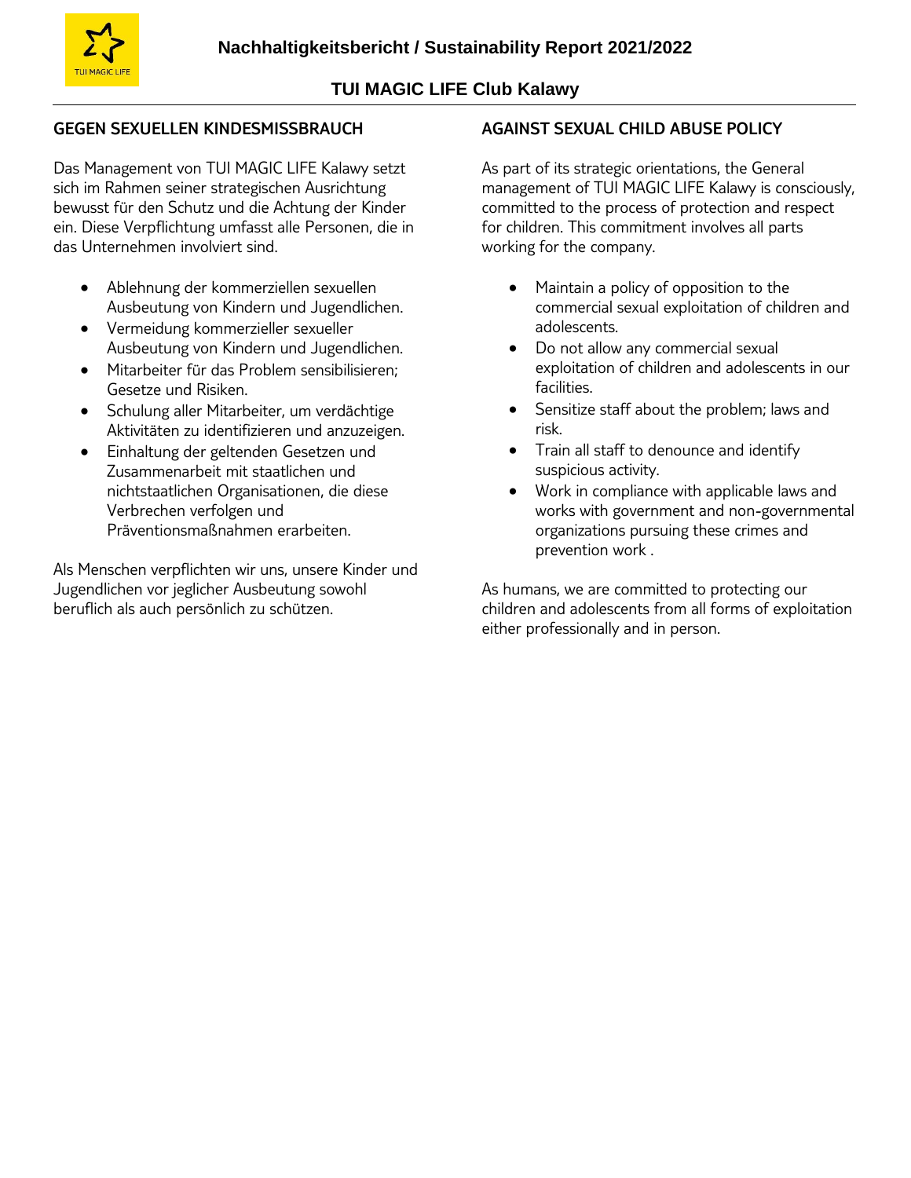## GEGEN SEXUELLEN KINDESMISSBRAUCH

Das Management von TUI MAGIC LIFE Kalawy setzt sich im Rahmen seiner strategischen Ausrichtung bewusst für den Schutz und die Achtung der Kinder ein. Diese Verpflichtung umfasst alle Personen, die in das Unternehmen involviert sind.

- Ablehnung der kommerziellen sexuellen Ausbeutung von Kindern und Jugendlichen.
- Vermeidung kommerzieller sexueller Ausbeutung von Kindern und Jugendlichen.
- Mitarbeiter für das Problem sensibilisieren; Gesetze und Risiken.
- Schulung aller Mitarbeiter, um verdächtige Aktivitäten zu identifizieren und anzuzeigen.
- Einhaltung der geltenden Gesetzen und Zusammenarbeit mit staatlichen und nichtstaatlichen Organisationen, die diese Verbrechen verfolgen und Präventionsmaßnahmen erarbeiten.

Als Menschen verpflichten wir uns, unsere Kinder und Jugendlichen vor jeglicher Ausbeutung sowohl beruflich als auch persönlich zu schützen.

## AGAINST SEXUAL CHILD ABUSE POLICY

As part of its strategic orientations, the General management of TUI MAGIC LIFE Kalawy is consciously, committed to the process of protection and respect for children. This commitment involves all parts working for the company.

- Maintain a policy of opposition to the commercial sexual exploitation of children and adolescents.
- Do not allow any commercial sexual exploitation of children and adolescents in our facilities.
- Sensitize staff about the problem; laws and risk.
- Train all staff to denounce and identify suspicious activity.
- Work in compliance with applicable laws and works with government and non-governmental organizations pursuing these crimes and prevention work .

As humans, we are committed to protecting our children and adolescents from all forms of exploitation either professionally and in person.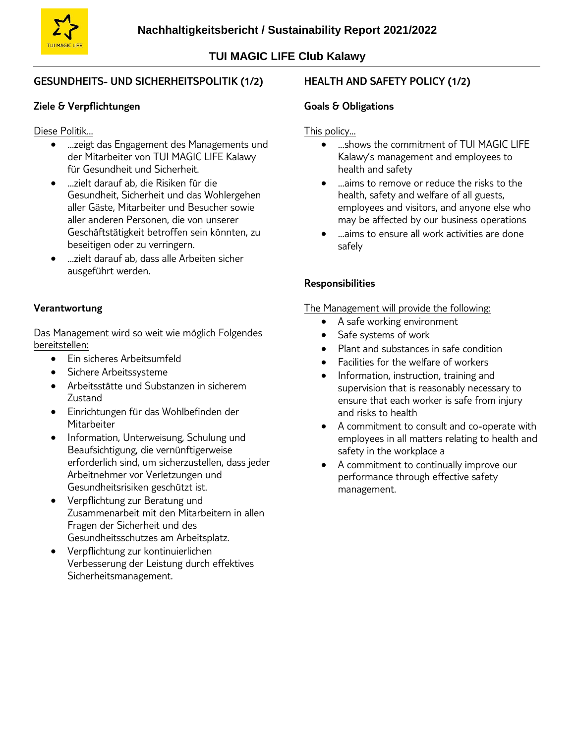# GESUNDHEITS- UND SICHERHEITSPOLITIK (1/2)

## Ziele & Verpflichtungen

Diese Politik...

- ...zeigt das Engagement des Managements und der Mitarbeiter von TUI MAGIC LIFE Kalawy für Gesundheit und Sicherheit.
- ...zielt darauf ab, die Risiken für die Gesundheit, Sicherheit und das Wohlergehen aller Gäste, Mitarbeiter und Besucher sowie aller anderen Personen, die von unserer Geschäftstätigkeit betroffen sein könnten, zu beseitigen oder zu verringern.
- ...zielt darauf ab, dass alle Arbeiten sicher ausgeführt werden.

## Verantwortung

Das Management wird so weit wie möglich Folgendes bereitstellen:

- Ein sicheres Arbeitsumfeld
- Sichere Arbeitssysteme
- Arbeitsstätte und Substanzen in sicherem Zustand
- Einrichtungen für das Wohlbefinden der Mitarbeiter
- Information, Unterweisung, Schulung und Beaufsichtigung, die vernünftigerweise erforderlich sind, um sicherzustellen, dass jeder Arbeitnehmer vor Verletzungen und Gesundheitsrisiken geschützt ist.
- Verpflichtung zur Beratung und Zusammenarbeit mit den Mitarbeitern in allen Fragen der Sicherheit und des Gesundheitsschutzes am Arbeitsplatz.
- Verpflichtung zur kontinuierlichen Verbesserung der Leistung durch effektives Sicherheitsmanagement.

# HEALTH AND SAFETY POLICY (1/2)

## Goals & Obligations

This policy...

- ...shows the commitment of TUI MAGIC LIFE Kalawy's management and employees to health and safety
- ...aims to remove or reduce the risks to the health, safety and welfare of all guests, employees and visitors, and anyone else who may be affected by our business operations
- ...aims to ensure all work activities are done safely

## Responsibilities

The Management will provide the following:

- A safe working environment
- Safe systems of work
- Plant and substances in safe condition
- Facilities for the welfare of workers
- Information, instruction, training and supervision that is reasonably necessary to ensure that each worker is safe from injury and risks to health
- A commitment to consult and co-operate with employees in all matters relating to health and safety in the workplace a
- A commitment to continually improve our performance through effective safety management.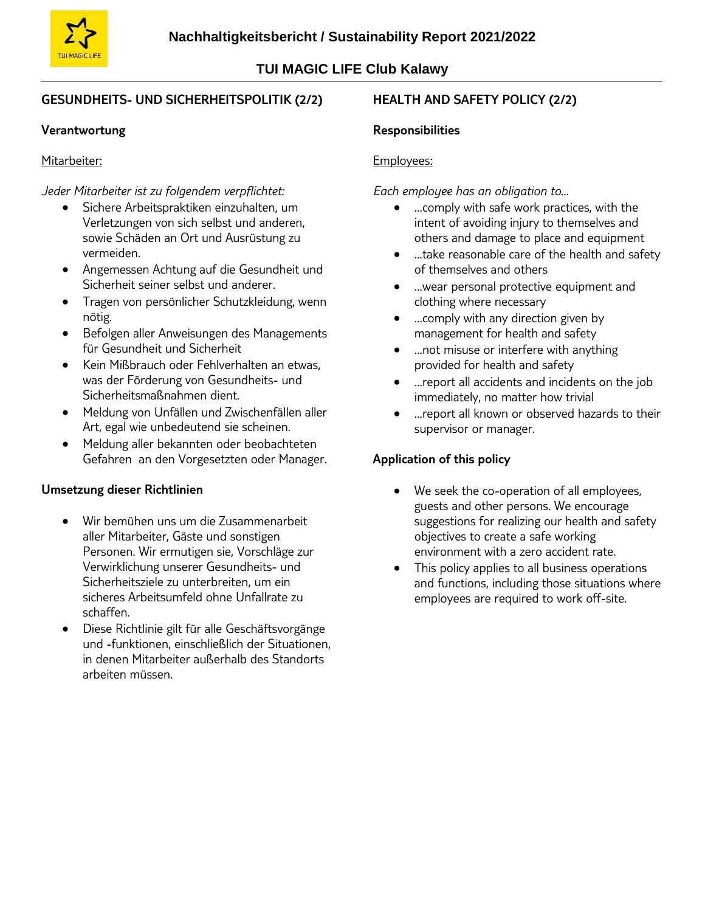## GESUNDHEITS- UND SICHERHEITSPOLITIK (2/2)

### Verantwortung

Mitarbeiter:

*Jeder Mitarbeiter ist zu folgendem verpflichtet:*

- Sichere Arbeitspraktiken einzuhalten, um Verletzungen von sich selbst und anderen, sowie Schäden an Ort und Ausrüstung zu vermeiden.
- Angemessen Achtung auf die Gesundheit und Sicherheit seiner selbst und anderer.
- Tragen von persönlicher Schutzkleidung, wenn nötig.
- Befolgen aller Anweisungen des Managements für Gesundheit und Sicherheit
- Kein Mißbrauch oder Fehlverhalten an etwas, was der Förderung von Gesundheits- und Sicherheitsmaßnahmen dient.
- Meldung von Unfällen und Zwischenfällen aller Art, egal wie unbedeutend sie scheinen.
- Meldung aller bekannten oder beobachteten Gefahren an den Vorgesetzten oder Manager.

### Umsetzung dieser Richtlinien

- Wir bemühen uns um die Zusammenarbeit aller Mitarbeiter, Gäste und sonstigen Personen. Wir ermutigen sie, Vorschläge zur Verwirklichung unserer Gesundheits- und Sicherheitsziele zu unterbreiten, um ein sicheres Arbeitsumfeld ohne Unfallrate zu schaffen.
- Diese Richtlinie gilt für alle Geschäftsvorgänge und -funktionen, einschließlich der Situationen, in denen Mitarbeiter außerhalb des Standorts arbeiten müssen.

## HEALTH AND SAFETY POLICY (2/2)

### Responsibilities

Employees:

*Each employee has an obligation to...*

- ...comply with safe work practices, with the intent of avoiding injury to themselves and others and damage to place and equipment
- ...take reasonable care of the health and safety of themselves and others
- ...wear personal protective equipment and clothing where necessary
- ...comply with any direction given by management for health and safety
- ...not misuse or interfere with anything provided for health and safety
- ...report all accidents and incidents on the job immediately, no matter how trivial
- ...report all known or observed hazards to their supervisor or manager.

### Application of this policy

- We seek the co-operation of all employees, guests and other persons. We encourage suggestions for realizing our health and safety objectives to create a safe working environment with a zero accident rate.
- This policy applies to all business operations and functions, including those situations where employees are required to work off-site.